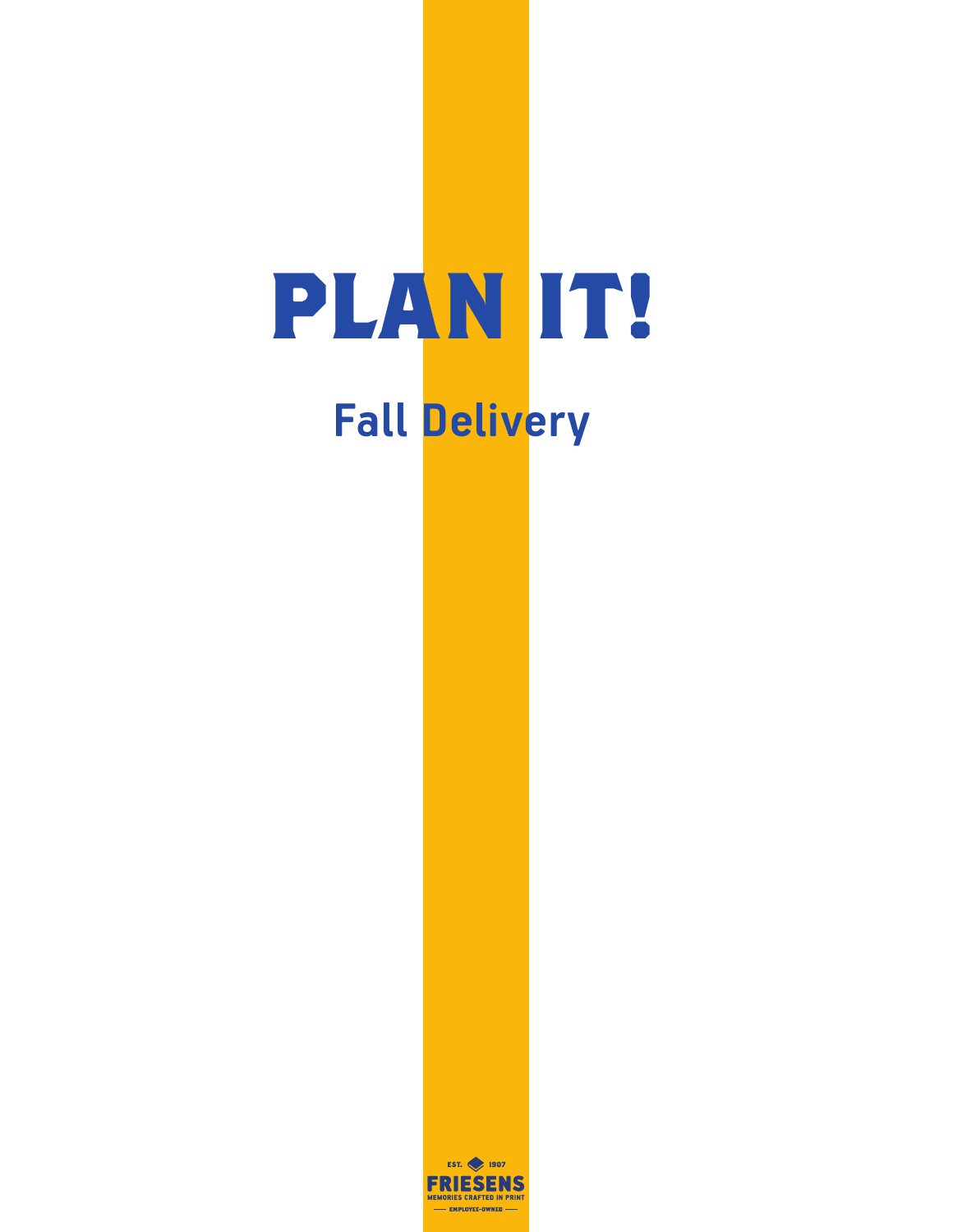# PLAN IT!

## Fall Delivery

EST. 1907
FRIESENS
MEMORIES CRAFTED IN PRINT
EMPLOYEE-OWNED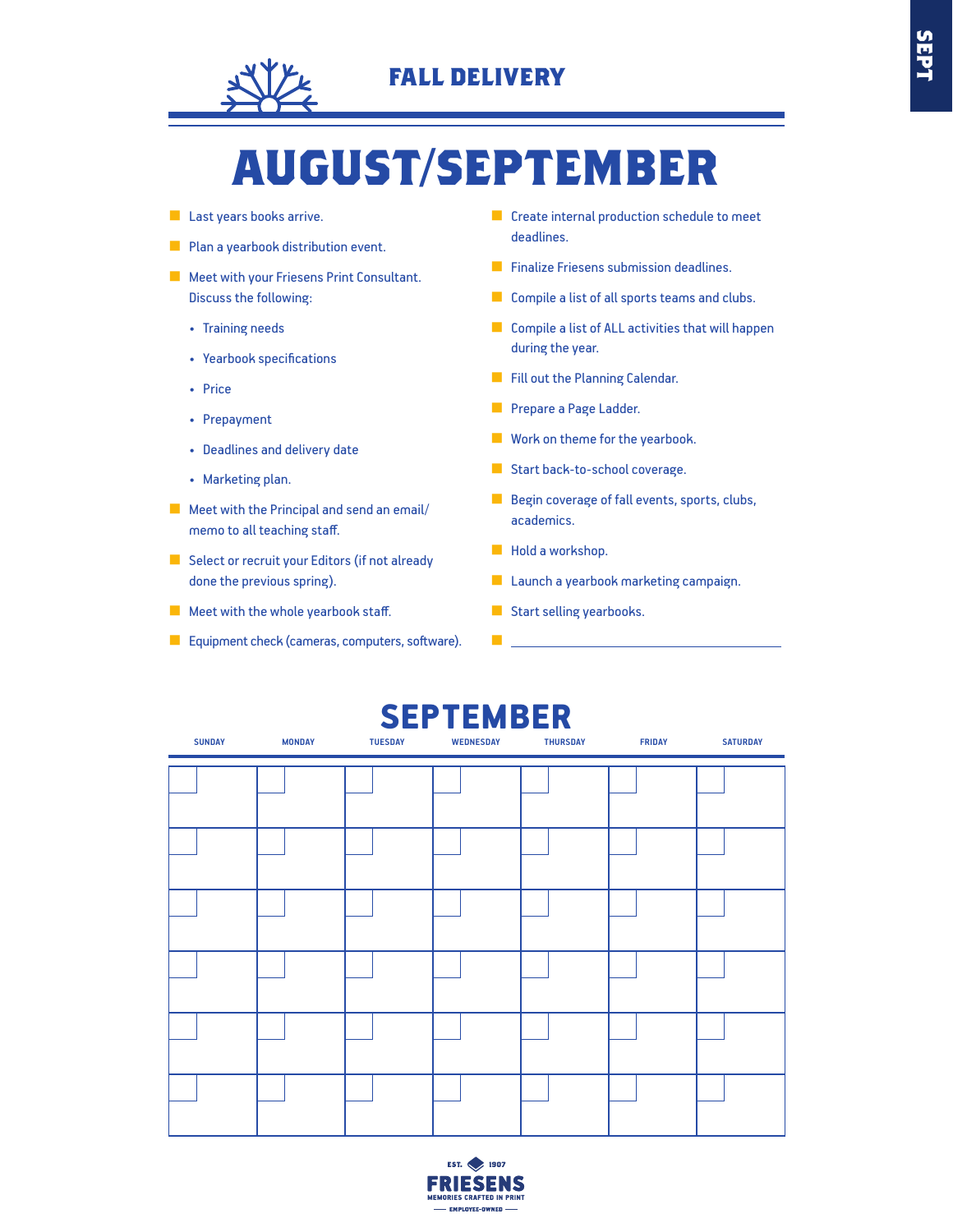## FALL DELIVERY

# AUGUST/SEPTEMBER

- Last years books arrive.
- Plan a yearbook distribution event.
- Meet with your Friesens Print Consultant. Discuss the following:
  - Training needs
  - Yearbook specifications
  - Price
  - Prepayment
  - Deadlines and delivery date
  - Marketing plan.
- Meet with the Principal and send an email/ memo to all teaching staff.
- Select or recruit your Editors (if not already done the previous spring).
- Meet with the whole yearbook staff.
- Equipment check (cameras, computers, software).
- Create internal production schedule to meet deadlines.
- Finalize Friesens submission deadlines.
- Compile a list of all sports teams and clubs.
- Compile a list of ALL activities that will happen during the year.
- Fill out the Planning Calendar.
- Prepare a Page Ladder.
- Work on theme for the yearbook.
- Start back-to-school coverage.
- Begin coverage of fall events, sports, clubs, academics.
- Hold a workshop.
- Launch a yearbook marketing campaign.
- Start selling yearbooks.
- ______________________________

## SEPTEMBER

| SUNDAY | MONDAY | TUESDAY | WEDNESDAY | THURSDAY | FRIDAY | SATURDAY |
|---|---|---|---|---|---|---|
| | | | | | | |
| | | | | | | |
| | | | | | | |
| | | | | | | |
| | | | | | | |
| | | | | | | |

EST. 1907
FRIESENS
MEMORIES CRAFTED IN PRINT
EMPLOYEE-OWNED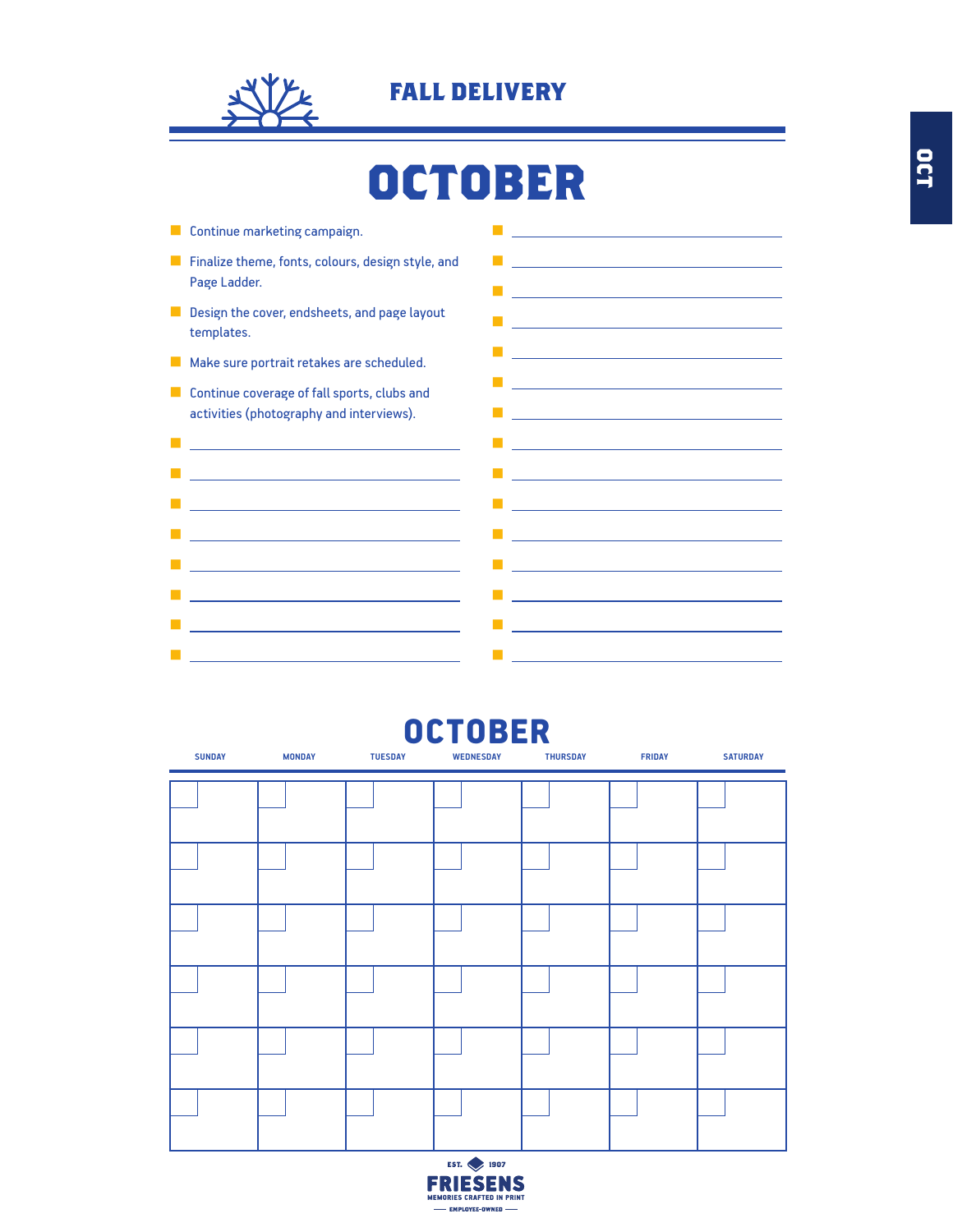## FALL DELIVERY

# OCTOBER

- Continue marketing campaign.
- Finalize theme, fonts, colours, design style, and Page Ladder.
- Design the cover, endsheets, and page layout templates.
- Make sure portrait retakes are scheduled.
- Continue coverage of fall sports, clubs and activities (photography and interviews).

## OCTOBER

| SUNDAY | MONDAY | TUESDAY | WEDNESDAY | THURSDAY | FRIDAY | SATURDAY |
|---|---|---|---|---|---|---|
| | | | | | | |
| | | | | | | |
| | | | | | | |
| | | | | | | |
| | | | | | | |
| | | | | | | |

EST. 1907
FRIESENS
MEMORIES CRAFTED IN PRINT
EMPLOYEE-OWNED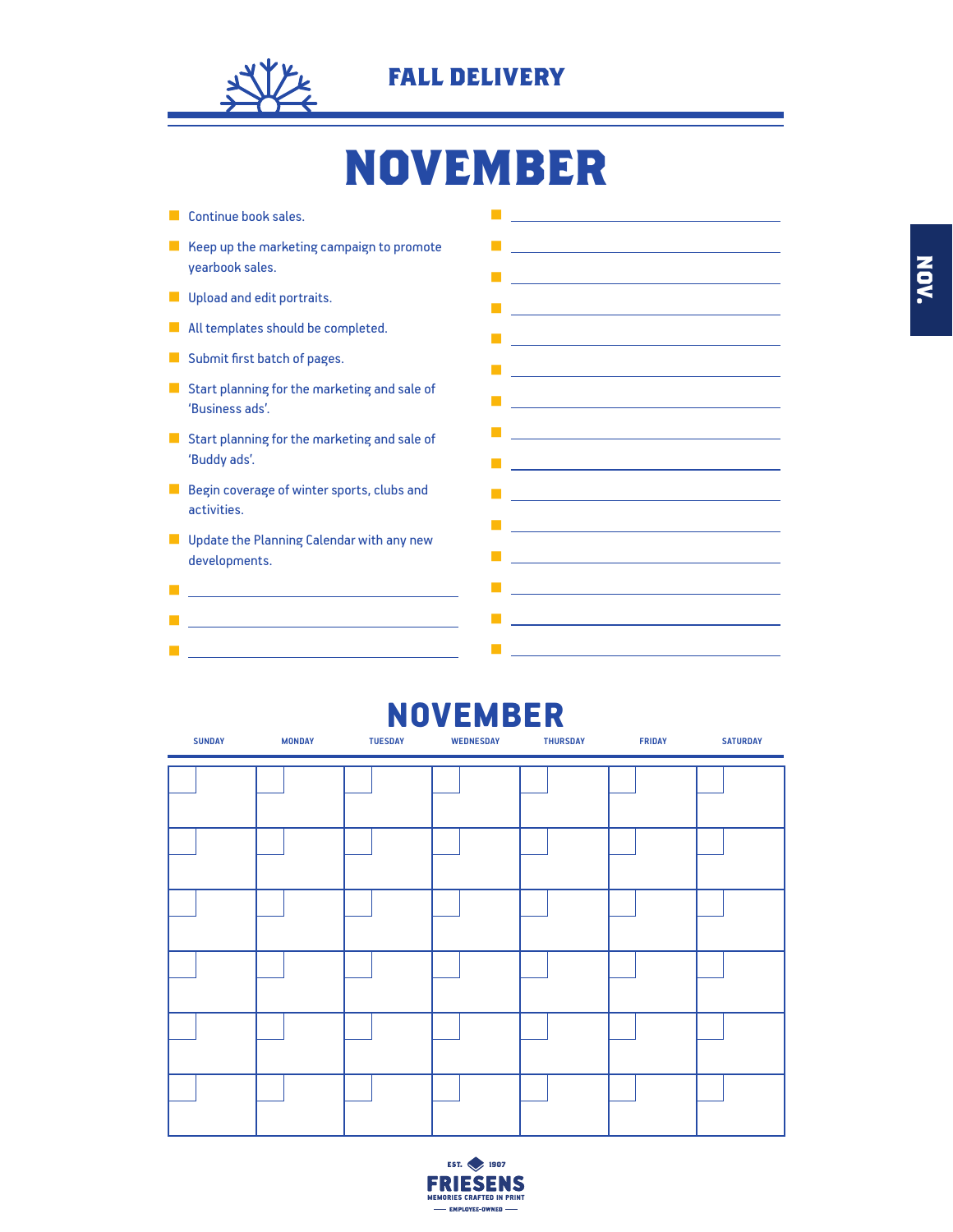## FALL DELIVERY

# NOVEMBER

- Continue book sales.
- Keep up the marketing campaign to promote yearbook sales.
- Upload and edit portraits.
- All templates should be completed.
- Submit first batch of pages.
- Start planning for the marketing and sale of 'Business ads'.
- Start planning for the marketing and sale of 'Buddy ads'.
- Begin coverage of winter sports, clubs and activities.
- Update the Planning Calendar with any new developments.
- \_\_\_\_\_\_\_\_\_\_\_\_\_\_\_\_\_\_\_\_
- \_\_\_\_\_\_\_\_\_\_\_\_\_\_\_\_\_\_\_\_
- \_\_\_\_\_\_\_\_\_\_\_\_\_\_\_\_\_\_\_\_
- \_\_\_\_\_\_\_\_\_\_\_\_\_\_\_\_\_\_\_\_
- \_\_\_\_\_\_\_\_\_\_\_\_\_\_\_\_\_\_\_\_
- \_\_\_\_\_\_\_\_\_\_\_\_\_\_\_\_\_\_\_\_
- \_\_\_\_\_\_\_\_\_\_\_\_\_\_\_\_\_\_\_\_
- \_\_\_\_\_\_\_\_\_\_\_\_\_\_\_\_\_\_\_\_
- \_\_\_\_\_\_\_\_\_\_\_\_\_\_\_\_\_\_\_\_
- \_\_\_\_\_\_\_\_\_\_\_\_\_\_\_\_\_\_\_\_
- \_\_\_\_\_\_\_\_\_\_\_\_\_\_\_\_\_\_\_\_
- \_\_\_\_\_\_\_\_\_\_\_\_\_\_\_\_\_\_\_\_
- \_\_\_\_\_\_\_\_\_\_\_\_\_\_\_\_\_\_\_\_
- \_\_\_\_\_\_\_\_\_\_\_\_\_\_\_\_\_\_\_\_
- \_\_\_\_\_\_\_\_\_\_\_\_\_\_\_\_\_\_\_\_
- \_\_\_\_\_\_\_\_\_\_\_\_\_\_\_\_\_\_\_\_
- \_\_\_\_\_\_\_\_\_\_\_\_\_\_\_\_\_\_\_\_
- \_\_\_\_\_\_\_\_\_\_\_\_\_\_\_\_\_\_\_\_

## NOVEMBER

| SUNDAY | MONDAY | TUESDAY | WEDNESDAY | THURSDAY | FRIDAY | SATURDAY |
|---|---|---|---|---|---|---|
| | | | | | | |
| | | | | | | |
| | | | | | | |
| | | | | | | |
| | | | | | | |
| | | | | | | |

EST. 1907
FRIESENS
MEMORIES CRAFTED IN PRINT
EMPLOYEE-OWNED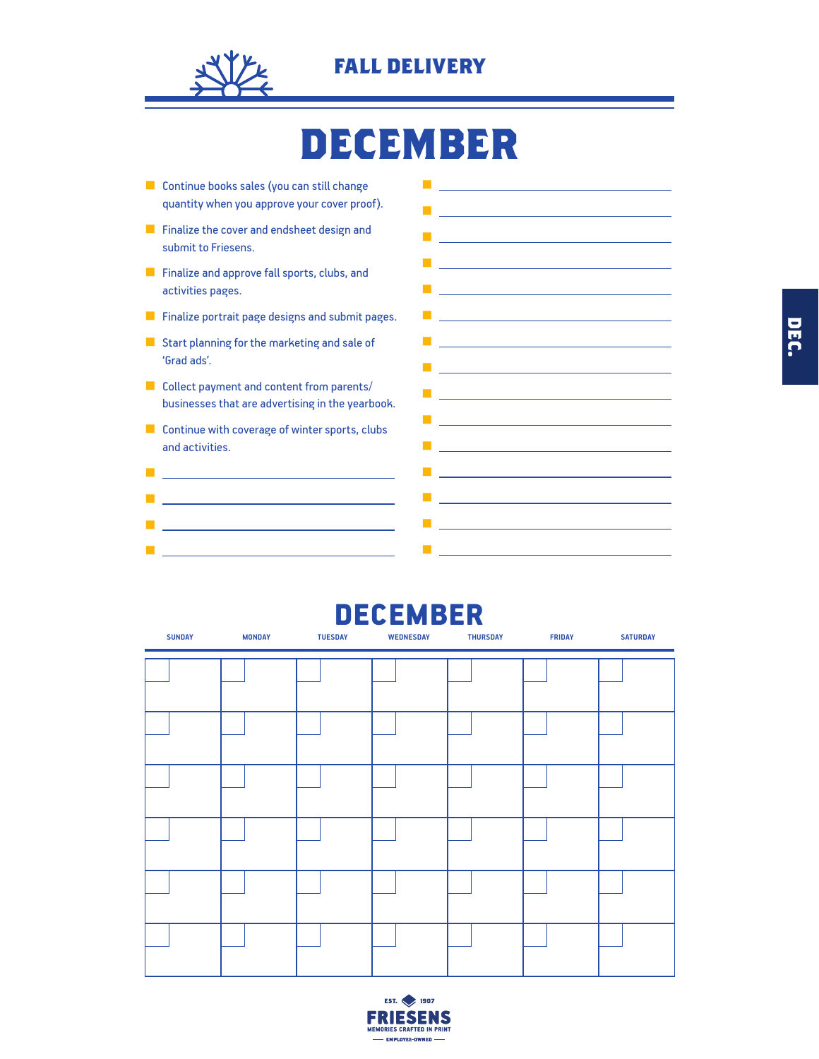## FALL DELIVERY

# DECEMBER

- Continue books sales (you can still change quantity when you approve your cover proof).
- Finalize the cover and endsheet design and submit to Friesens.
- Finalize and approve fall sports, clubs, and activities pages.
- Finalize portrait page designs and submit pages.
- Start planning for the marketing and sale of 'Grad ads'.
- Collect payment and content from parents/businesses that are advertising in the yearbook.
- Continue with coverage of winter sports, clubs and activities.
- \_\_\_\_\_\_\_\_\_\_\_\_\_\_\_\_\_\_\_\_
- \_\_\_\_\_\_\_\_\_\_\_\_\_\_\_\_\_\_\_\_
- \_\_\_\_\_\_\_\_\_\_\_\_\_\_\_\_\_\_\_\_
- \_\_\_\_\_\_\_\_\_\_\_\_\_\_\_\_\_\_\_\_
- \_\_\_\_\_\_\_\_\_\_\_\_\_\_\_\_\_\_\_\_
- \_\_\_\_\_\_\_\_\_\_\_\_\_\_\_\_\_\_\_\_
- \_\_\_\_\_\_\_\_\_\_\_\_\_\_\_\_\_\_\_\_
- \_\_\_\_\_\_\_\_\_\_\_\_\_\_\_\_\_\_\_\_
- \_\_\_\_\_\_\_\_\_\_\_\_\_\_\_\_\_\_\_\_
- \_\_\_\_\_\_\_\_\_\_\_\_\_\_\_\_\_\_\_\_
- \_\_\_\_\_\_\_\_\_\_\_\_\_\_\_\_\_\_\_\_
- \_\_\_\_\_\_\_\_\_\_\_\_\_\_\_\_\_\_\_\_
- \_\_\_\_\_\_\_\_\_\_\_\_\_\_\_\_\_\_\_\_
- \_\_\_\_\_\_\_\_\_\_\_\_\_\_\_\_\_\_\_\_
- \_\_\_\_\_\_\_\_\_\_\_\_\_\_\_\_\_\_\_\_
- \_\_\_\_\_\_\_\_\_\_\_\_\_\_\_\_\_\_\_\_
- \_\_\_\_\_\_\_\_\_\_\_\_\_\_\_\_\_\_\_\_
- \_\_\_\_\_\_\_\_\_\_\_\_\_\_\_\_\_\_\_\_
- \_\_\_\_\_\_\_\_\_\_\_\_\_\_\_\_\_\_\_\_

## DECEMBER

| SUNDAY | MONDAY | TUESDAY | WEDNESDAY | THURSDAY | FRIDAY | SATURDAY |
|---|---|---|---|---|---|---|
| | | | | | | |
| | | | | | | |
| | | | | | | |
| | | | | | | |
| | | | | | | |
| | | | | | | |

EST. 1907
FRIESENS
MEMORIES CRAFTED IN PRINT
EMPLOYEE-OWNED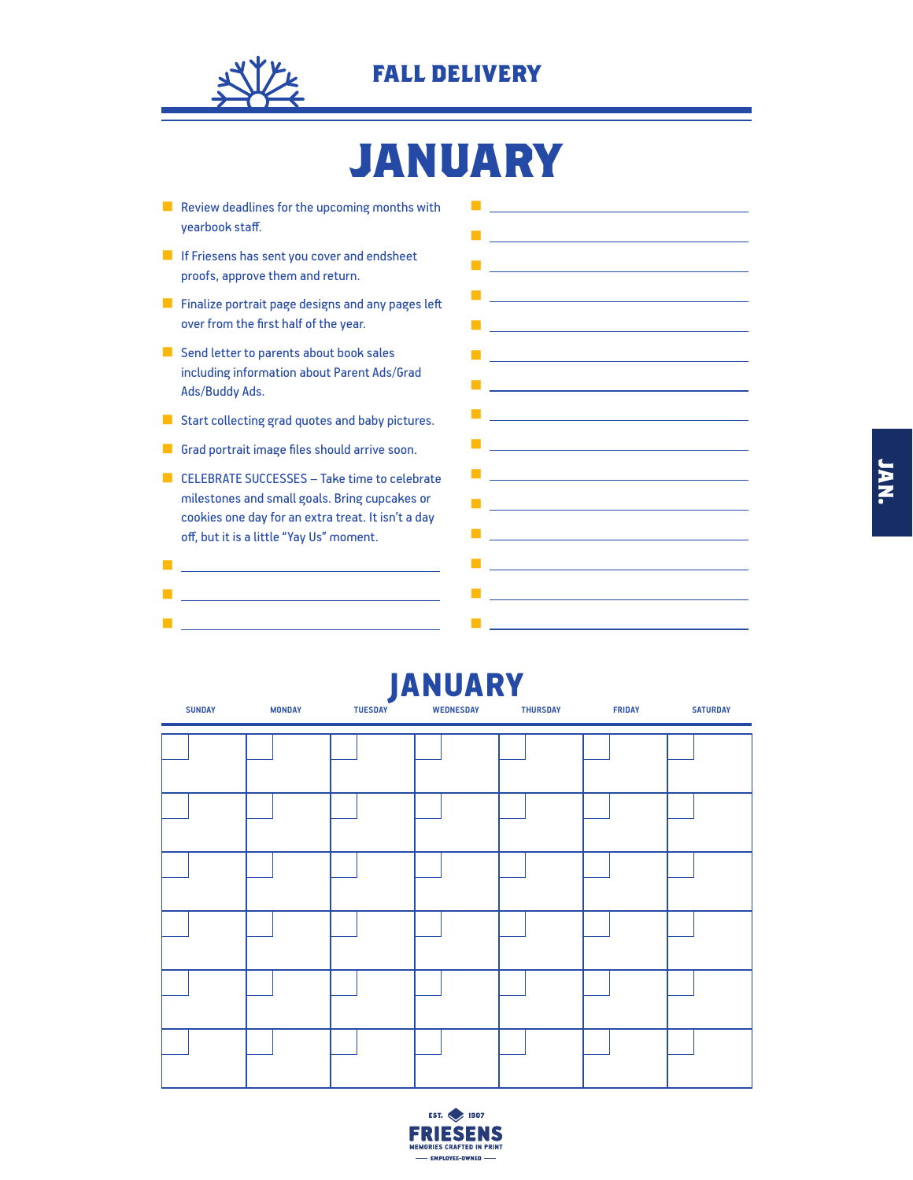## FALL DELIVERY

# JANUARY

- Review deadlines for the upcoming months with yearbook staff.
- If Friesens has sent you cover and endsheet proofs, approve them and return.
- Finalize portrait page designs and any pages left over from the first half of the year.
- Send letter to parents about book sales including information about Parent Ads/Grad Ads/Buddy Ads.
- Start collecting grad quotes and baby pictures.
- Grad portrait image files should arrive soon.
- CELEBRATE SUCCESSES – Take time to celebrate milestones and small goals. Bring cupcakes or cookies one day for an extra treat. It isn't a day off, but it is a little "Yay Us" moment.
- ______________________________
- ______________________________
- ______________________________
- ______________________________
- ______________________________
- ______________________________
- ______________________________
- ______________________________
- ______________________________
- ______________________________
- ______________________________
- ______________________________
- ______________________________
- ______________________________
- ______________________________
- ______________________________
- ______________________________
- ______________________________

## JANUARY

| SUNDAY | MONDAY | TUESDAY | WEDNESDAY | THURSDAY | FRIDAY | SATURDAY |
|---|---|---|---|---|---|---|
| | | | | | | |
| | | | | | | |
| | | | | | | |
| | | | | | | |
| | | | | | | |
| | | | | | | |

EST. 1907
FRIESENS
MEMORIES CRAFTED IN PRINT
EMPLOYEE-OWNED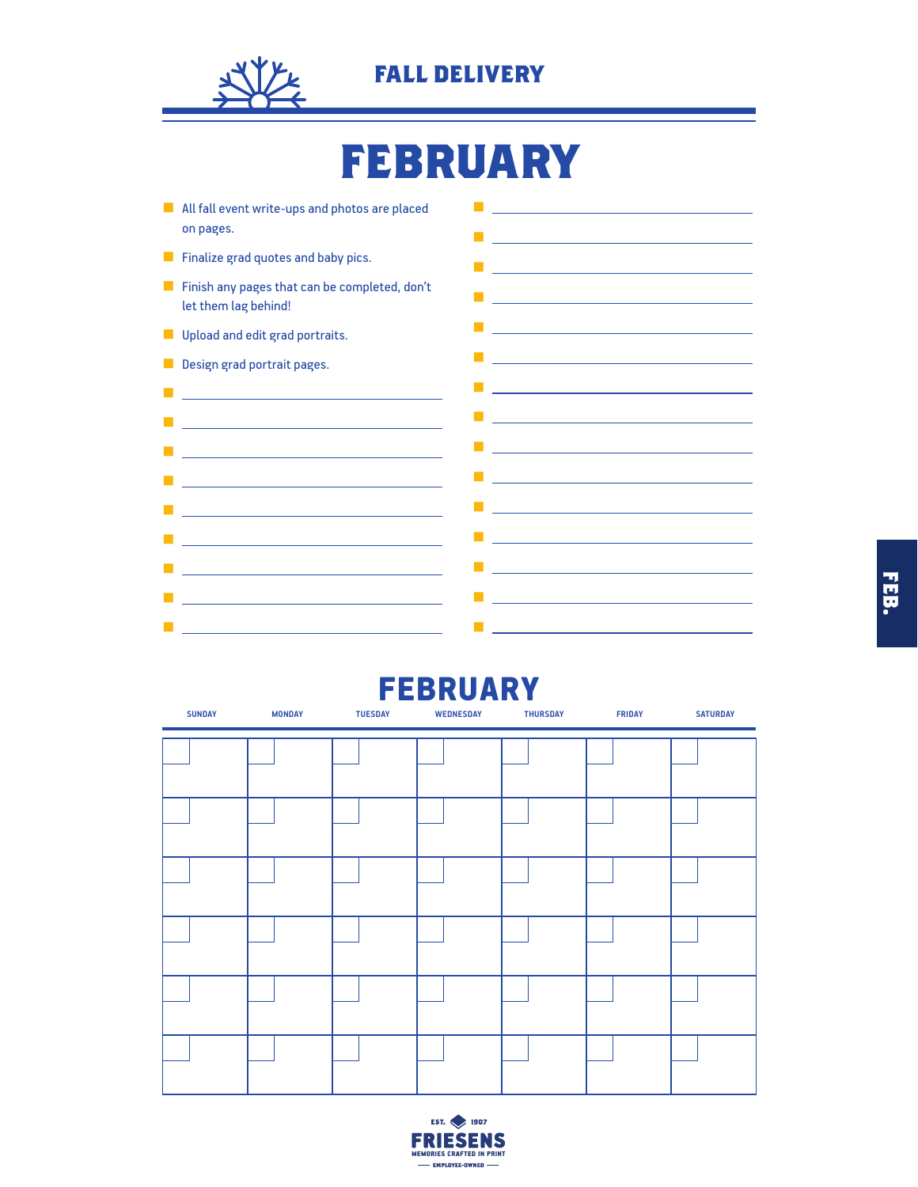## FALL DELIVERY

# FEBRUARY

- All fall event write-ups and photos are placed on pages.
- Finalize grad quotes and baby pics.
- Finish any pages that can be completed, don't let them lag behind!
- Upload and edit grad portraits.
- Design grad portrait pages.

FEB.

## FEBRUARY

| SUNDAY | MONDAY | TUESDAY | WEDNESDAY | THURSDAY | FRIDAY | SATURDAY |
|---|---|---|---|---|---|---|
| | | | | | | |
| | | | | | | |
| | | | | | | |
| | | | | | | |
| | | | | | | |
| | | | | | | |

EST. 1907
FRIESENS
MEMORIES CRAFTED IN PRINT
EMPLOYEE-OWNED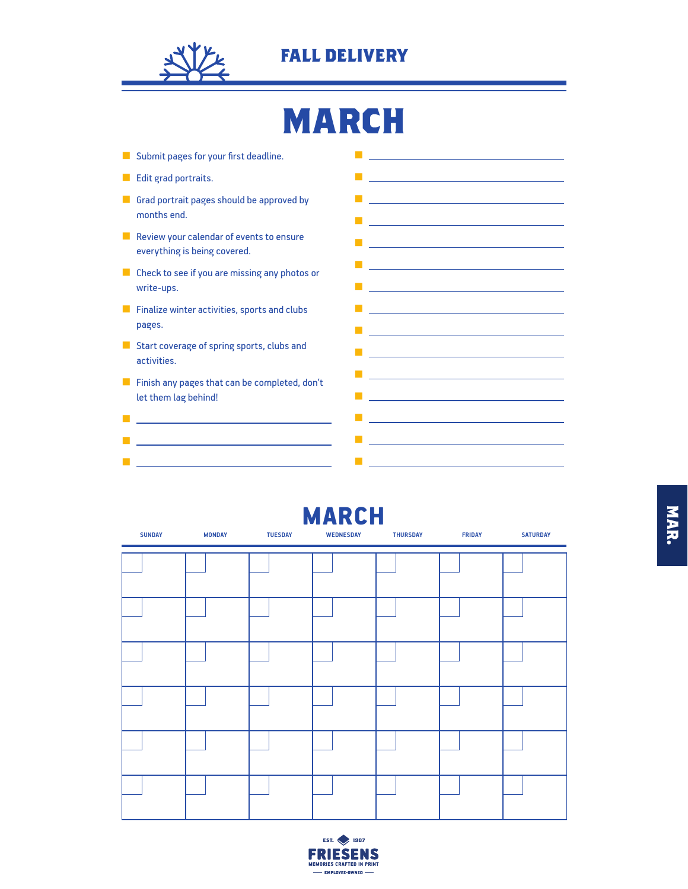## FALL DELIVERY

# MARCH

- Submit pages for your first deadline.
- Edit grad portraits.
- Grad portrait pages should be approved by months end.
- Review your calendar of events to ensure everything is being covered.
- Check to see if you are missing any photos or write-ups.
- Finalize winter activities, sports and clubs pages.
- Start coverage of spring sports, clubs and activities.
- Finish any pages that can be completed, don't let them lag behind!
- ______
- ______
- ______

- ______
- ______
- ______
- ______
- ______
- ______
- ______
- ______
- ______
- ______
- ______
- ______
- ______
- ______
- ______

## MARCH

| SUNDAY | MONDAY | TUESDAY | WEDNESDAY | THURSDAY | FRIDAY | SATURDAY |
|---|---|---|---|---|---|---|
| | | | | | | |
| | | | | | | |
| | | | | | | |
| | | | | | | |
| | | | | | | |
| | | | | | | |

MAR.

EST. 1907
FRIESENS
MEMORIES CRAFTED IN PRINT
EMPLOYEE-OWNED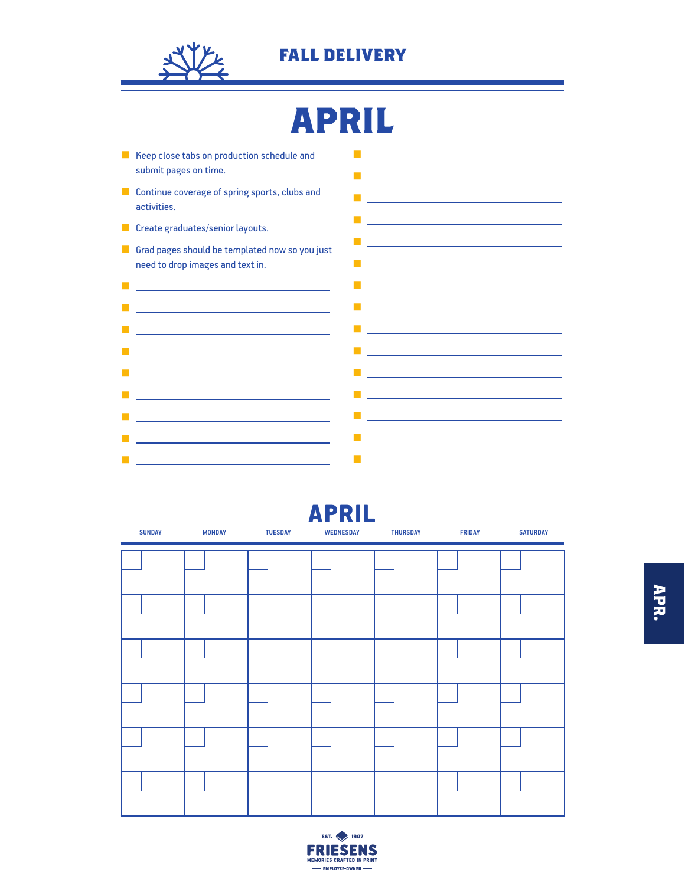## FALL DELIVERY

# APRIL

- Keep close tabs on production schedule and submit pages on time.
- Continue coverage of spring sports, clubs and activities.
- Create graduates/senior layouts.
- Grad pages should be templated now so you just need to drop images and text in.

## APRIL

| SUNDAY | MONDAY | TUESDAY | WEDNESDAY | THURSDAY | FRIDAY | SATURDAY |
|---|---|---|---|---|---|---|
| | | | | | | |
| | | | | | | |
| | | | | | | |
| | | | | | | |
| | | | | | | |
| | | | | | | |

APR.

EST. 1907
FRIESENS
MEMORIES CRAFTED IN PRINT
EMPLOYEE-OWNED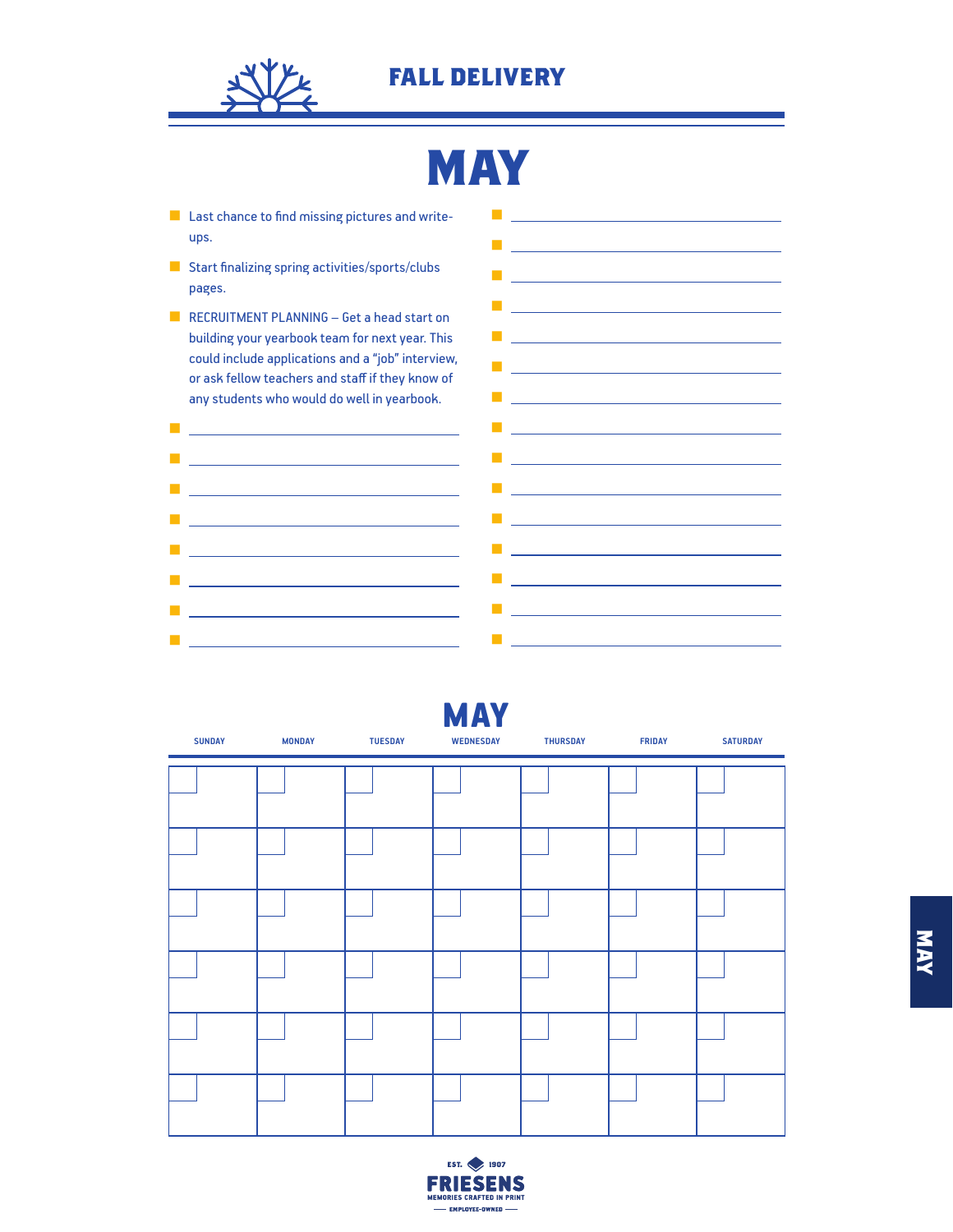## FALL DELIVERY

# MAY

- Last chance to find missing pictures and write-ups.
- Start finalizing spring activities/sports/clubs pages.
- RECRUITMENT PLANNING – Get a head start on building your yearbook team for next year. This could include applications and a "job" interview, or ask fellow teachers and staff if they know of any students who would do well in yearbook.
- ______
- ______
- ______
- ______
- ______
- ______
- ______
- ______
- ______
- ______
- ______
- ______
- ______
- ______
- ______
- ______
- ______
- ______
- ______
- ______
- ______
- ______
- ______
- ______
- ______

## MAY

| SUNDAY | MONDAY | TUESDAY | WEDNESDAY | THURSDAY | FRIDAY | SATURDAY |
|---|---|---|---|---|---|---|
| | | | | | | |
| | | | | | | |
| | | | | | | |
| | | | | | | |
| | | | | | | |
| | | | | | | |

EST. 1907
FRIESENS
MEMORIES CRAFTED IN PRINT
EMPLOYEE-OWNED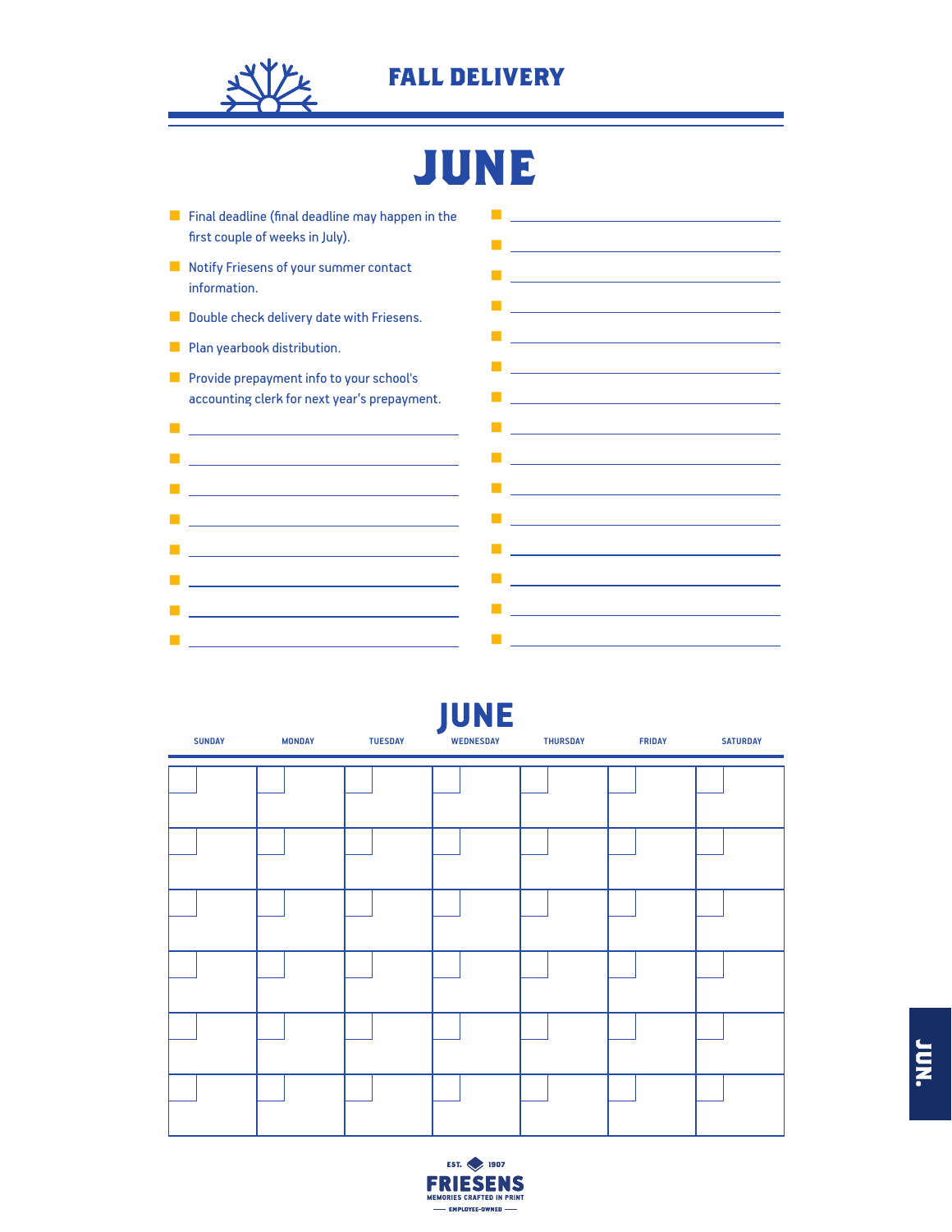## FALL DELIVERY

# JUNE

- Final deadline (final deadline may happen in the first couple of weeks in July).
- Notify Friesens of your summer contact information.
- Double check delivery date with Friesens.
- Plan yearbook distribution.
- Provide prepayment info to your school's accounting clerk for next year's prepayment.

## JUNE

| SUNDAY | MONDAY | TUESDAY | WEDNESDAY | THURSDAY | FRIDAY | SATURDAY |
|---|---|---|---|---|---|---|
| | | | | | | |
| | | | | | | |
| | | | | | | |
| | | | | | | |
| | | | | | | |
| | | | | | | |

EST. 1907
FRIESENS
MEMORIES CRAFTED IN PRINT
EMPLOYEE-OWNED

JUN.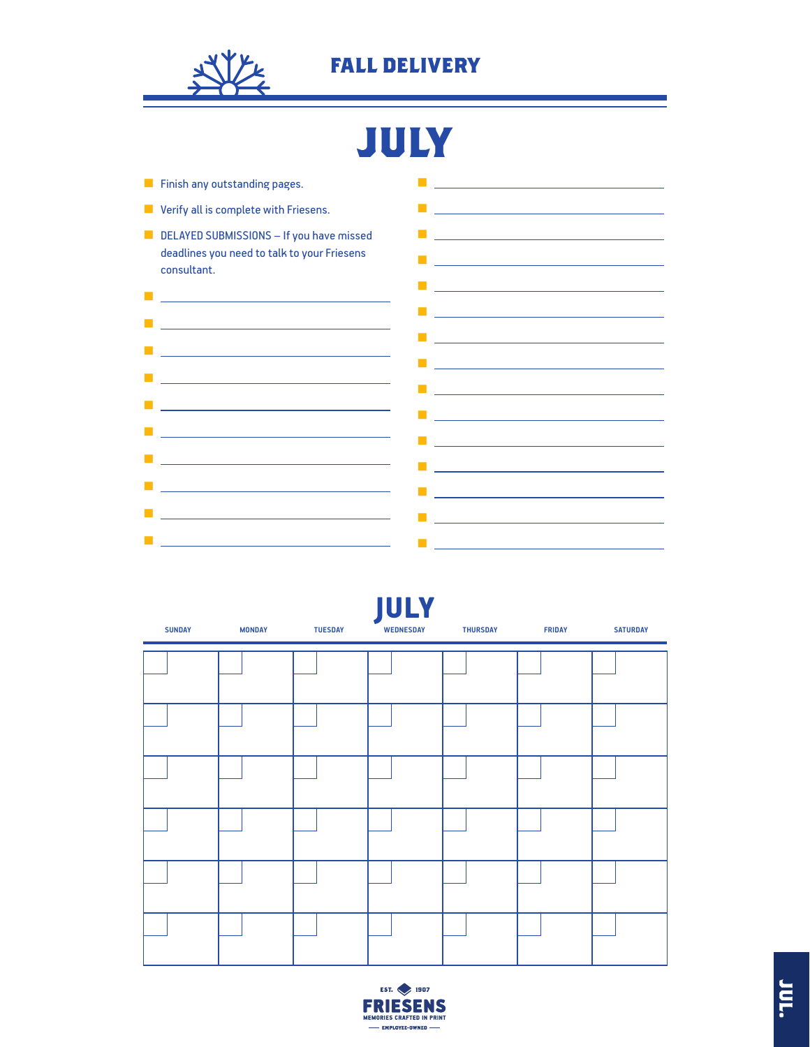## FALL DELIVERY

# JULY

- Finish any outstanding pages.
- Verify all is complete with Friesens.
- DELAYED SUBMISSIONS – If you have missed deadlines you need to talk to your Friesens consultant.

## JULY

| SUNDAY | MONDAY | TUESDAY | WEDNESDAY | THURSDAY | FRIDAY | SATURDAY |
| --- | --- | --- | --- | --- | --- | --- |
| | | | | | | |
| | | | | | | |
| | | | | | | |
| | | | | | | |
| | | | | | | |
| | | | | | | |

EST. 1907
FRIESENS
MEMORIES CRAFTED IN PRINT
EMPLOYEE-OWNED

JUL.